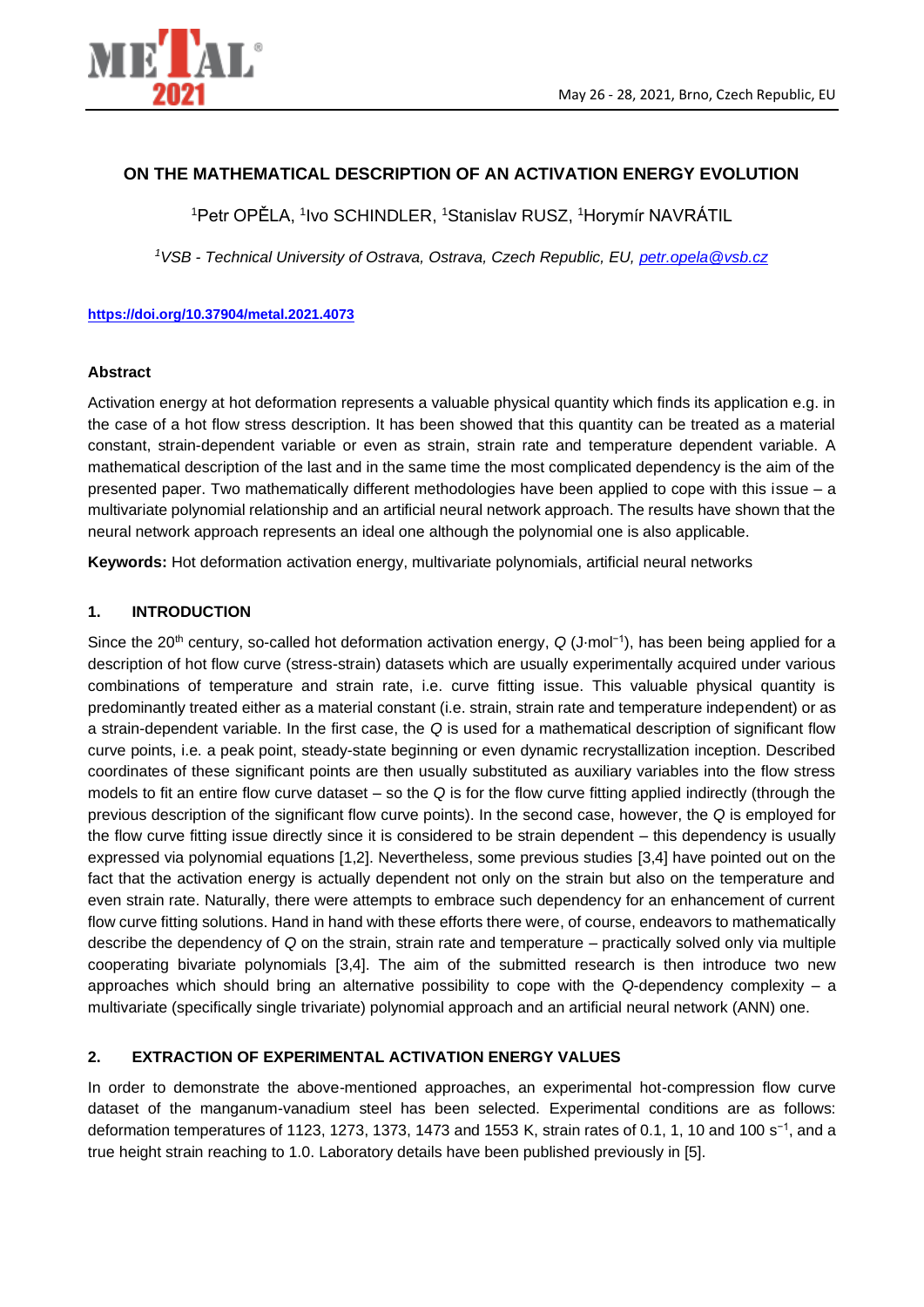# ON THE MATHEMATICAL DESCRIPTION OF AN ACTIVATION ENERGY EVOLUTION

[1]Petr OPĚLA, [1]Ivo SCHINDLER, [1]Stanislav RUSZ, [1]Horymír NAVRÁTIL

*[1]VSB - Technical University of Ostrava, Ostrava, Czech Republic, EU, petr.opela@vsb.cz*

**https://doi.org/10.37904/metal.2021.4073**

### Abstract

Activation energy at hot deformation represents a valuable physical quantity which finds its application e.g. in the case of a hot flow stress description. It has been showed that this quantity can be treated as a material constant, strain-dependent variable or even as strain, strain rate and temperature dependent variable. A mathematical description of the last and in the same time the most complicated dependency is the aim of the presented paper. Two mathematically different methodologies have been applied to cope with this issue – a multivariate polynomial relationship and an artificial neural network approach. The results have shown that the neural network approach represents an ideal one although the polynomial one is also applicable.

**Keywords:** Hot deformation activation energy, multivariate polynomials, artificial neural networks

## 1. INTRODUCTION

Since the 20th century, so-called hot deformation activation energy, $Q$ ($J \cdot mol^{-1}$), has been being applied for a description of hot flow curve (stress-strain) datasets which are usually experimentally acquired under various combinations of temperature and strain rate, i.e. curve fitting issue. This valuable physical quantity is predominantly treated either as a material constant (i.e. strain, strain rate and temperature independent) or as a strain-dependent variable. In the first case, the $Q$ is used for a mathematical description of significant flow curve points, i.e. a peak point, steady-state beginning or even dynamic recrystallization inception. Described coordinates of these significant points are then usually substituted as auxiliary variables into the flow stress models to fit an entire flow curve dataset – so the $Q$ is for the flow curve fitting applied indirectly (through the previous description of the significant flow curve points). In the second case, however, the $Q$ is employed for the flow curve fitting issue directly since it is considered to be strain dependent – this dependency is usually expressed via polynomial equations [1,2]. Nevertheless, some previous studies [3,4] have pointed out on the fact that the activation energy is actually dependent not only on the strain but also on the temperature and even strain rate. Naturally, there were attempts to embrace such dependency for an enhancement of current flow curve fitting solutions. Hand in hand with these efforts there were, of course, endeavors to mathematically describe the dependency of $Q$ on the strain, strain rate and temperature – practically solved only via multiple cooperating bivariate polynomials [3,4]. The aim of the submitted research is then introduce two new approaches which should bring an alternative possibility to cope with the $Q$-dependency complexity – a multivariate (specifically single trivariate) polynomial approach and an artificial neural network (ANN) one.

## 2. EXTRACTION OF EXPERIMENTAL ACTIVATION ENERGY VALUES

In order to demonstrate the above-mentioned approaches, an experimental hot-compression flow curve dataset of the manganum-vanadium steel has been selected. Experimental conditions are as follows: deformation temperatures of 1123, 1273, 1373, 1473 and 1553 K, strain rates of 0.1, 1, 10 and 100 $s^{-1}$, and a true height strain reaching to 1.0. Laboratory details have been published previously in [5].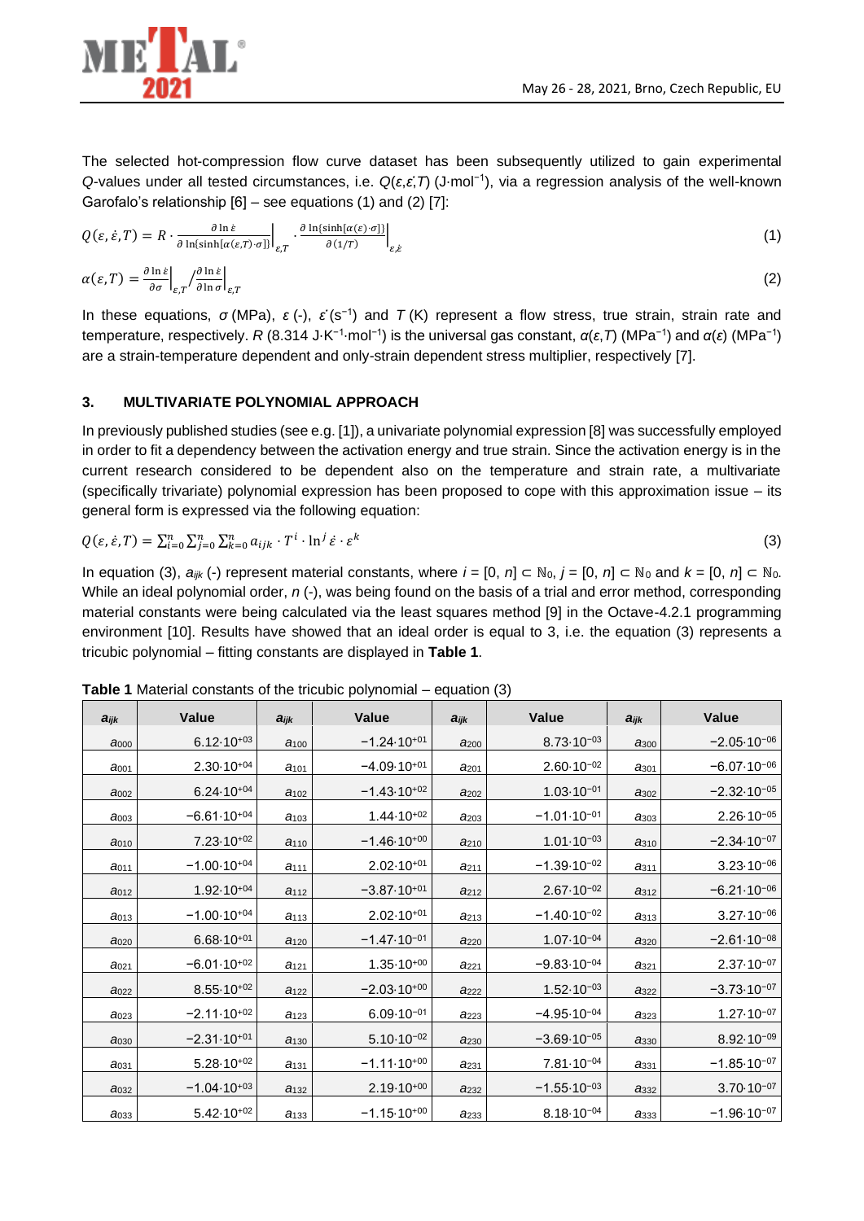The selected hot-compression flow curve dataset has been subsequently utilized to gain experimental $Q$-values under all tested circumstances, i.e. $Q(\varepsilon,\dot{\varepsilon},T)$ (J·mol$^{-1}$), via a regression analysis of the well-known Garofalo's relationship [6] – see equations (1) and (2) [7]:

$$Q(\varepsilon,\dot{\varepsilon},T) = R \cdot \left.\frac{\partial \ln \dot{\varepsilon}}{\partial \ln\{\sinh[\alpha(\varepsilon,T)\cdot\sigma]\}}\right|_{\varepsilon,T} \cdot \left.\frac{\partial \ln\{\sinh[\alpha(\varepsilon)\cdot\sigma]\}}{\partial (1/T)}\right|_{\varepsilon,\dot{\varepsilon}} \tag{1}$$

$$\alpha(\varepsilon,T) = \left.\frac{\partial \ln \dot{\varepsilon}}{\partial \sigma}\right|_{\varepsilon,T} \Big/ \left.\frac{\partial \ln \dot{\varepsilon}}{\partial \ln \sigma}\right|_{\varepsilon,T} \tag{2}$$

In these equations, $\sigma$ (MPa), $\varepsilon$ (-), $\dot{\varepsilon}$ (s$^{-1}$) and $T$ (K) represent a flow stress, true strain, strain rate and temperature, respectively. $R$ (8.314 J·K$^{-1}$·mol$^{-1}$) is the universal gas constant, $\alpha(\varepsilon,T)$ (MPa$^{-1}$) and $\alpha(\varepsilon)$ (MPa$^{-1}$) are a strain-temperature dependent and only-strain dependent stress multiplier, respectively [7].

## 3. MULTIVARIATE POLYNOMIAL APPROACH

In previously published studies (see e.g. [1]), a univariate polynomial expression [8] was successfully employed in order to fit a dependency between the activation energy and true strain. Since the activation energy is in the current research considered to be dependent also on the temperature and strain rate, a multivariate (specifically trivariate) polynomial expression has been proposed to cope with this approximation issue – its general form is expressed via the following equation:

$$Q(\varepsilon,\dot{\varepsilon},T) = \sum_{i=0}^{n}\sum_{j=0}^{n}\sum_{k=0}^{n} a_{ijk} \cdot T^{i} \cdot \ln^{j}\dot{\varepsilon} \cdot \varepsilon^{k} \tag{3}$$

In equation (3), $a_{ijk}$ (-) represent material constants, where $i = [0, n] \subset \mathbb{N}_0$, $j = [0, n] \subset \mathbb{N}_0$ and $k = [0, n] \subset \mathbb{N}_0$. While an ideal polynomial order, $n$ (-), was being found on the basis of a trial and error method, corresponding material constants were being calculated via the least squares method [9] in the Octave-4.2.1 programming environment [10]. Results have showed that an ideal order is equal to 3, i.e. the equation (3) represents a tricubic polynomial – fitting constants are displayed in **Table 1**.

**Table 1** Material constants of the tricubic polynomial – equation (3)

| $a_{ijk}$ | Value | $a_{ijk}$ | Value | $a_{ijk}$ | Value | $a_{ijk}$ | Value |
|---|---|---|---|---|---|---|---|
| $a_{000}$ | $6.12\cdot10^{+03}$ | $a_{100}$ | $-1.24\cdot10^{+01}$ | $a_{200}$ | $8.73\cdot10^{-03}$ | $a_{300}$ | $-2.05\cdot10^{-06}$ |
| $a_{001}$ | $2.30\cdot10^{+04}$ | $a_{101}$ | $-4.09\cdot10^{+01}$ | $a_{201}$ | $2.60\cdot10^{-02}$ | $a_{301}$ | $-6.07\cdot10^{-06}$ |
| $a_{002}$ | $6.24\cdot10^{+04}$ | $a_{102}$ | $-1.43\cdot10^{+02}$ | $a_{202}$ | $1.03\cdot10^{-01}$ | $a_{302}$ | $-2.32\cdot10^{-05}$ |
| $a_{003}$ | $-6.61\cdot10^{+04}$ | $a_{103}$ | $1.44\cdot10^{+02}$ | $a_{203}$ | $-1.01\cdot10^{-01}$ | $a_{303}$ | $2.26\cdot10^{-05}$ |
| $a_{010}$ | $7.23\cdot10^{+02}$ | $a_{110}$ | $-1.46\cdot10^{+00}$ | $a_{210}$ | $1.01\cdot10^{-03}$ | $a_{310}$ | $-2.34\cdot10^{-07}$ |
| $a_{011}$ | $-1.00\cdot10^{+04}$ | $a_{111}$ | $2.02\cdot10^{+01}$ | $a_{211}$ | $-1.39\cdot10^{-02}$ | $a_{311}$ | $3.23\cdot10^{-06}$ |
| $a_{012}$ | $1.92\cdot10^{+04}$ | $a_{112}$ | $-3.87\cdot10^{+01}$ | $a_{212}$ | $2.67\cdot10^{-02}$ | $a_{312}$ | $-6.21\cdot10^{-06}$ |
| $a_{013}$ | $-1.00\cdot10^{+04}$ | $a_{113}$ | $2.02\cdot10^{+01}$ | $a_{213}$ | $-1.40\cdot10^{-02}$ | $a_{313}$ | $3.27\cdot10^{-06}$ |
| $a_{020}$ | $6.68\cdot10^{+01}$ | $a_{120}$ | $-1.47\cdot10^{-01}$ | $a_{220}$ | $1.07\cdot10^{-04}$ | $a_{320}$ | $-2.61\cdot10^{-08}$ |
| $a_{021}$ | $-6.01\cdot10^{+02}$ | $a_{121}$ | $1.35\cdot10^{+00}$ | $a_{221}$ | $-9.83\cdot10^{-04}$ | $a_{321}$ | $2.37\cdot10^{-07}$ |
| $a_{022}$ | $8.55\cdot10^{+02}$ | $a_{122}$ | $-2.03\cdot10^{+00}$ | $a_{222}$ | $1.52\cdot10^{-03}$ | $a_{322}$ | $-3.73\cdot10^{-07}$ |
| $a_{023}$ | $-2.11\cdot10^{+02}$ | $a_{123}$ | $6.09\cdot10^{-01}$ | $a_{223}$ | $-4.95\cdot10^{-04}$ | $a_{323}$ | $1.27\cdot10^{-07}$ |
| $a_{030}$ | $-2.31\cdot10^{+01}$ | $a_{130}$ | $5.10\cdot10^{-02}$ | $a_{230}$ | $-3.69\cdot10^{-05}$ | $a_{330}$ | $8.92\cdot10^{-09}$ |
| $a_{031}$ | $5.28\cdot10^{+02}$ | $a_{131}$ | $-1.11\cdot10^{+00}$ | $a_{231}$ | $7.81\cdot10^{-04}$ | $a_{331}$ | $-1.85\cdot10^{-07}$ |
| $a_{032}$ | $-1.04\cdot10^{+03}$ | $a_{132}$ | $2.19\cdot10^{+00}$ | $a_{232}$ | $-1.55\cdot10^{-03}$ | $a_{332}$ | $3.70\cdot10^{-07}$ |
| $a_{033}$ | $5.42\cdot10^{+02}$ | $a_{133}$ | $-1.15\cdot10^{+00}$ | $a_{233}$ | $8.18\cdot10^{-04}$ | $a_{333}$ | $-1.96\cdot10^{-07}$ |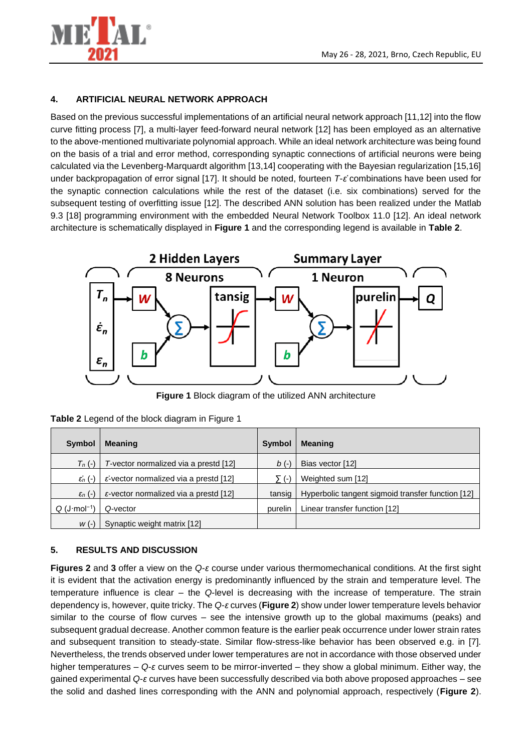## 4. ARTIFICIAL NEURAL NETWORK APPROACH

Based on the previous successful implementations of an artificial neural network approach [11,12] into the flow curve fitting process [7], a multi-layer feed-forward neural network [12] has been employed as an alternative to the above-mentioned multivariate polynomial approach. While an ideal network architecture was being found on the basis of a trial and error method, corresponding synaptic connections of artificial neurons were being calculated via the Levenberg-Marquardt algorithm [13,14] cooperating with the Bayesian regularization [15,16] under backpropagation of error signal [17]. It should be noted, fourteen $T$-$\dot{\varepsilon}$ combinations have been used for the synaptic connection calculations while the rest of the dataset (i.e. six combinations) served for the subsequent testing of overfitting issue [12]. The described ANN solution has been realized under the Matlab 9.3 [18] programming environment with the embedded Neural Network Toolbox 11.0 [12]. An ideal network architecture is schematically displayed in **Figure 1** and the corresponding legend is available in **Table 2**.

**Figure 1** Block diagram of the utilized ANN architecture

**Table 2** Legend of the block diagram in Figure 1

| Symbol | Meaning | Symbol | Meaning |
|---|---|---|---|
| $T_n$ (-) | $T$-vector normalized via a prestd [12] | $b$ (-) | Bias vector [12] |
| $\dot{\varepsilon}_n$ (-) | $\dot{\varepsilon}$-vector normalized via a prestd [12] | $\sum$ (-) | Weighted sum [12] |
| $\varepsilon_n$ (-) | $\varepsilon$-vector normalized via a prestd [12] | tansig | Hyperbolic tangent sigmoid transfer function [12] |
| $Q$ (J·mol$^{-1}$) | $Q$-vector | purelin | Linear transfer function [12] |
| $w$ (-) | Synaptic weight matrix [12] | | |

## 5. RESULTS AND DISCUSSION

**Figures 2** and **3** offer a view on the $Q$-$\varepsilon$ course under various thermomechanical conditions. At the first sight it is evident that the activation energy is predominantly influenced by the strain and temperature level. The temperature influence is clear – the $Q$-level is decreasing with the increase of temperature. The strain dependency is, however, quite tricky. The $Q$-$\varepsilon$ curves (**Figure 2**) show under lower temperature levels behavior similar to the course of flow curves – see the intensive growth up to the global maximums (peaks) and subsequent gradual decrease. Another common feature is the earlier peak occurrence under lower strain rates and subsequent transition to steady-state. Similar flow-stress-like behavior has been observed e.g. in [7]. Nevertheless, the trends observed under lower temperatures are not in accordance with those observed under higher temperatures – $Q$-$\varepsilon$ curves seem to be mirror-inverted – they show a global minimum. Either way, the gained experimental $Q$-$\varepsilon$ curves have been successfully described via both above proposed approaches – see the solid and dashed lines corresponding with the ANN and polynomial approach, respectively (**Figure 2**).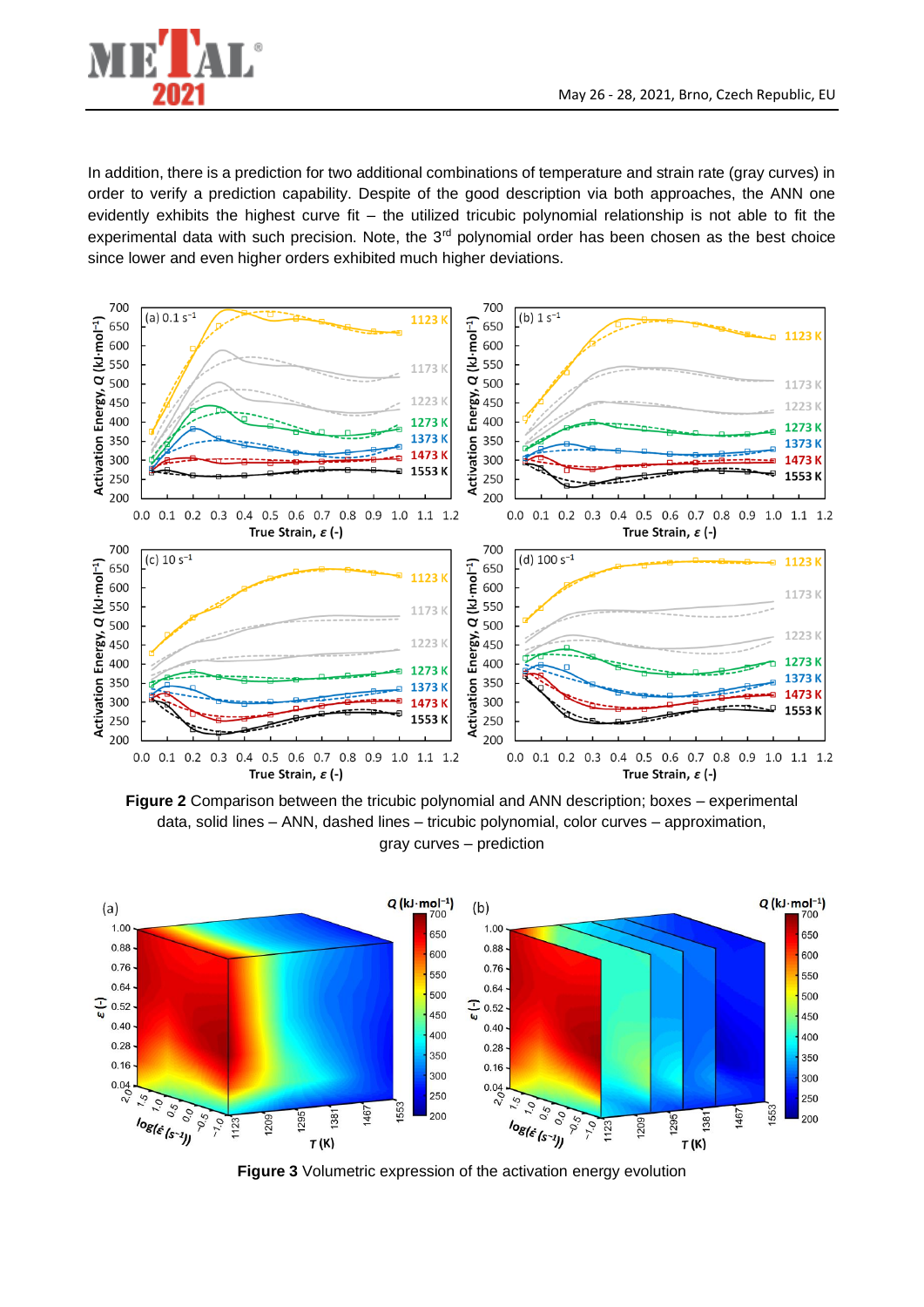In addition, there is a prediction for two additional combinations of temperature and strain rate (gray curves) in order to verify a prediction capability. Despite of the good description via both approaches, the ANN one evidently exhibits the highest curve fit – the utilized tricubic polynomial relationship is not able to fit the experimental data with such precision. Note, the 3rd polynomial order has been chosen as the best choice since lower and even higher orders exhibited much higher deviations.

(a) 0.1 s⁻¹
(b) 1 s⁻¹
(c) 10 s⁻¹
(d) 100 s⁻¹

Activation Energy, Q (kJ·mol⁻¹)
700
650
600
550
500
450
400
350
300
250
200

True Strain, ε (-)
0.0 0.1 0.2 0.3 0.4 0.5 0.6 0.7 0.8 0.9 1.0 1.1 1.2

1123 K
1173 K
1223 K
1273 K
1373 K
1473 K
1553 K

**Figure 2** Comparison between the tricubic polynomial and ANN description; boxes – experimental data, solid lines – ANN, dashed lines – tricubic polynomial, color curves – approximation, gray curves – prediction

(a)
(b)

Q (kJ·mol⁻¹)
700
650
600
550
500
450
400
350
300
250
200

ε (-)
1.00
0.88
0.76
0.64
0.52
0.40
0.28
0.16
0.04

log(ε̇ (s⁻¹))
2.0 1.5 1.0 0.5 0.0 -0.5 -1.0

T (K)
1123 1209 1295 1381 1467 1553

**Figure 3** Volumetric expression of the activation energy evolution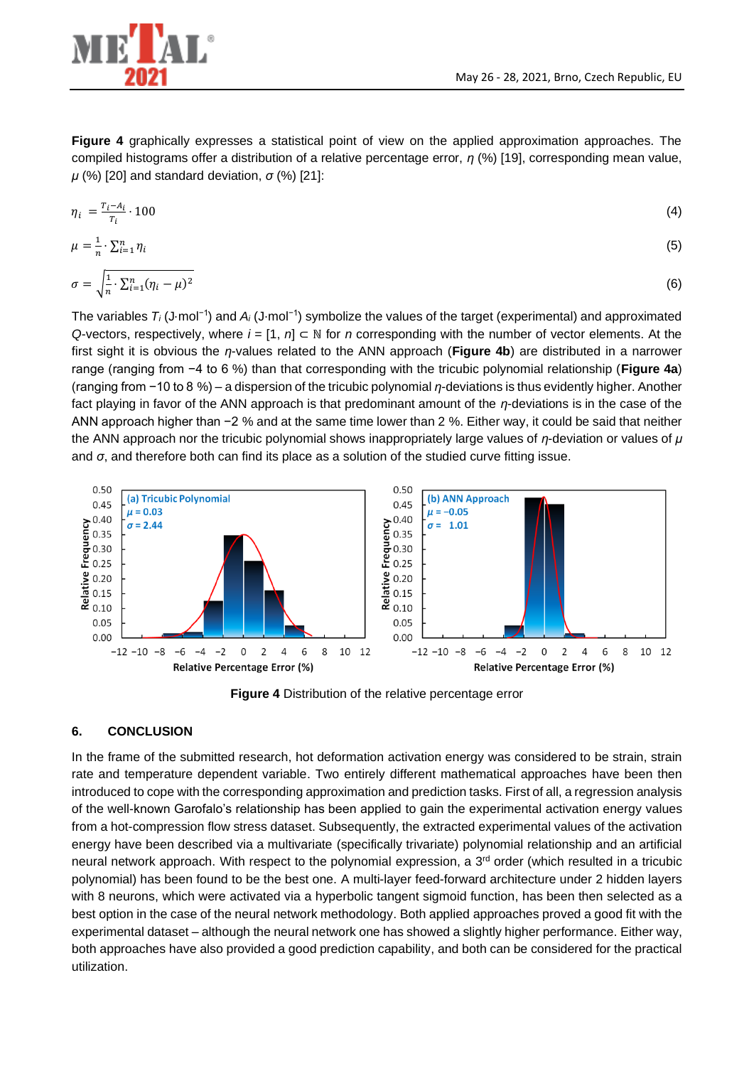**Figure 4** graphically expresses a statistical point of view on the applied approximation approaches. The compiled histograms offer a distribution of a relative percentage error, $\eta$ (%) [19], corresponding mean value, $\mu$ (%) [20] and standard deviation, $\sigma$ (%) [21]:

$$\eta_i = \frac{T_i - A_i}{T_i} \cdot 100 \tag{4}$$

$$\mu = \frac{1}{n} \cdot \sum_{i=1}^{n} \eta_i \tag{5}$$

$$\sigma = \sqrt{\frac{1}{n} \cdot \sum_{i=1}^{n} (\eta_i - \mu)^2} \tag{6}$$

The variables $T_i$ ($J \cdot mol^{-1}$) and $A_i$ ($J \cdot mol^{-1}$) symbolize the values of the target (experimental) and approximated $Q$-vectors, respectively, where $i = [1, n] \subset \mathbb{N}$ for $n$ corresponding with the number of vector elements. At the first sight it is obvious the $\eta$-values related to the ANN approach (**Figure 4b**) are distributed in a narrower range (ranging from −4 to 6 %) than that corresponding with the tricubic polynomial relationship (**Figure 4a**) (ranging from −10 to 8 %) – a dispersion of the tricubic polynomial $\eta$-deviations is thus evidently higher. Another fact playing in favor of the ANN approach is that predominant amount of the $\eta$-deviations is in the case of the ANN approach higher than −2 % and at the same time lower than 2 %. Either way, it could be said that neither the ANN approach nor the tricubic polynomial shows inappropriately large values of $\eta$-deviation or values of $\mu$ and $\sigma$, and therefore both can find its place as a solution of the studied curve fitting issue.

(a) Tricubic Polynomial
$\mu = 0.03$
$\sigma = 2.44$

(b) ANN Approach
$\mu = -0.05$
$\sigma = 1.01$

Relative Frequency
Relative Percentage Error (%)

**Figure 4** Distribution of the relative percentage error

## 6. CONCLUSION

In the frame of the submitted research, hot deformation activation energy was considered to be strain, strain rate and temperature dependent variable. Two entirely different mathematical approaches have been then introduced to cope with the corresponding approximation and prediction tasks. First of all, a regression analysis of the well-known Garofalo's relationship has been applied to gain the experimental activation energy values from a hot-compression flow stress dataset. Subsequently, the extracted experimental values of the activation energy have been described via a multivariate (specifically trivariate) polynomial relationship and an artificial neural network approach. With respect to the polynomial expression, a 3rd order (which resulted in a tricubic polynomial) has been found to be the best one. A multi-layer feed-forward architecture under 2 hidden layers with 8 neurons, which were activated via a hyperbolic tangent sigmoid function, has been then selected as a best option in the case of the neural network methodology. Both applied approaches proved a good fit with the experimental dataset – although the neural network one has showed a slightly higher performance. Either way, both approaches have also provided a good prediction capability, and both can be considered for the practical utilization.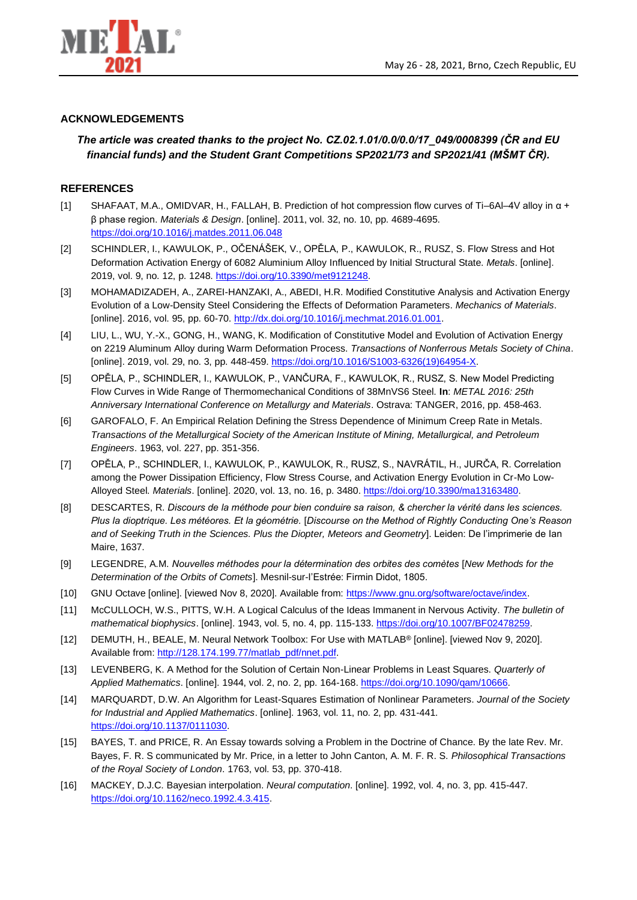## ACKNOWLEDGEMENTS

***The article was created thanks to the project No. CZ.02.1.01/0.0/0.0/17_049/0008399 (ČR and EU financial funds) and the Student Grant Competitions SP2021/73 and SP2021/41 (MŠMT ČR).***

## REFERENCES

[1] SHAFAAT, M.A., OMIDVAR, H., FALLAH, B. Prediction of hot compression flow curves of Ti–6Al–4V alloy in α + β phase region. *Materials & Design*. [online]. 2011, vol. 32, no. 10, pp. 4689-4695. https://doi.org/10.1016/j.matdes.2011.06.048

[2] SCHINDLER, I., KAWULOK, P., OČENÁŠEK, V., OPĚLA, P., KAWULOK, R., RUSZ, S. Flow Stress and Hot Deformation Activation Energy of 6082 Aluminium Alloy Influenced by Initial Structural State. *Metals*. [online]. 2019, vol. 9, no. 12, p. 1248. https://doi.org/10.3390/met9121248.

[3] MOHAMADIZADEH, A., ZAREI-HANZAKI, A., ABEDI, H.R. Modified Constitutive Analysis and Activation Energy Evolution of a Low-Density Steel Considering the Effects of Deformation Parameters. *Mechanics of Materials*. [online]. 2016, vol. 95, pp. 60-70. http://dx.doi.org/10.1016/j.mechmat.2016.01.001.

[4] LIU, L., WU, Y.-X., GONG, H., WANG, K. Modification of Constitutive Model and Evolution of Activation Energy on 2219 Aluminum Alloy during Warm Deformation Process. *Transactions of Nonferrous Metals Society of China*. [online]. 2019, vol. 29, no. 3, pp. 448-459. https://doi.org/10.1016/S1003-6326(19)64954-X.

[5] OPĚLA, P., SCHINDLER, I., KAWULOK, P., VANČURA, F., KAWULOK, R., RUSZ, S. New Model Predicting Flow Curves in Wide Range of Thermomechanical Conditions of 38MnVS6 Steel. **In**: *METAL 2016: 25th Anniversary International Conference on Metallurgy and Materials*. Ostrava: TANGER, 2016, pp. 458-463.

[6] GAROFALO, F. An Empirical Relation Defining the Stress Dependence of Minimum Creep Rate in Metals. *Transactions of the Metallurgical Society of the American Institute of Mining, Metallurgical, and Petroleum Engineers*. 1963, vol. 227, pp. 351-356.

[7] OPĚLA, P., SCHINDLER, I., KAWULOK, P., KAWULOK, R., RUSZ, S., NAVRÁTIL, H., JURČA, R. Correlation among the Power Dissipation Efficiency, Flow Stress Course, and Activation Energy Evolution in Cr-Mo Low-Alloyed Steel. *Materials*. [online]. 2020, vol. 13, no. 16, p. 3480. https://doi.org/10.3390/ma13163480.

[8] DESCARTES, R. *Discours de la méthode pour bien conduire sa raison, & chercher la vérité dans les sciences. Plus la dioptrique. Les météores. Et la géométrie.* [*Discourse on the Method of Rightly Conducting One's Reason and of Seeking Truth in the Sciences. Plus the Diopter, Meteors and Geometry*]. Leiden: De l'imprimerie de Ian Maire, 1637.

[9] LEGENDRE, A.M. *Nouvelles méthodes pour la détermination des orbites des comètes* [*New Methods for the Determination of the Orbits of Comets*]. Mesnil-sur-l'Estrée: Firmin Didot, 1805.

[10] GNU Octave [online]. [viewed Nov 8, 2020]. Available from: https://www.gnu.org/software/octave/index.

[11] McCULLOCH, W.S., PITTS, W.H. A Logical Calculus of the Ideas Immanent in Nervous Activity. *The bulletin of mathematical biophysics*. [online]. 1943, vol. 5, no. 4, pp. 115-133. https://doi.org/10.1007/BF02478259.

[12] DEMUTH, H., BEALE, M. Neural Network Toolbox: For Use with MATLAB® [online]. [viewed Nov 9, 2020]. Available from: http://128.174.199.77/matlab_pdf/nnet.pdf.

[13] LEVENBERG, K. A Method for the Solution of Certain Non-Linear Problems in Least Squares. *Quarterly of Applied Mathematics*. [online]. 1944, vol. 2, no. 2, pp. 164-168. https://doi.org/10.1090/qam/10666.

[14] MARQUARDT, D.W. An Algorithm for Least-Squares Estimation of Nonlinear Parameters. *Journal of the Society for Industrial and Applied Mathematics*. [online]. 1963, vol. 11, no. 2, pp. 431-441. https://doi.org/10.1137/0111030.

[15] BAYES, T. and PRICE, R. An Essay towards solving a Problem in the Doctrine of Chance. By the late Rev. Mr. Bayes, F. R. S communicated by Mr. Price, in a letter to John Canton, A. M. F. R. S. *Philosophical Transactions of the Royal Society of London*. 1763, vol. 53, pp. 370-418.

[16] MACKEY, D.J.C. Bayesian interpolation. *Neural computation*. [online]. 1992, vol. 4, no. 3, pp. 415-447. https://doi.org/10.1162/neco.1992.4.3.415.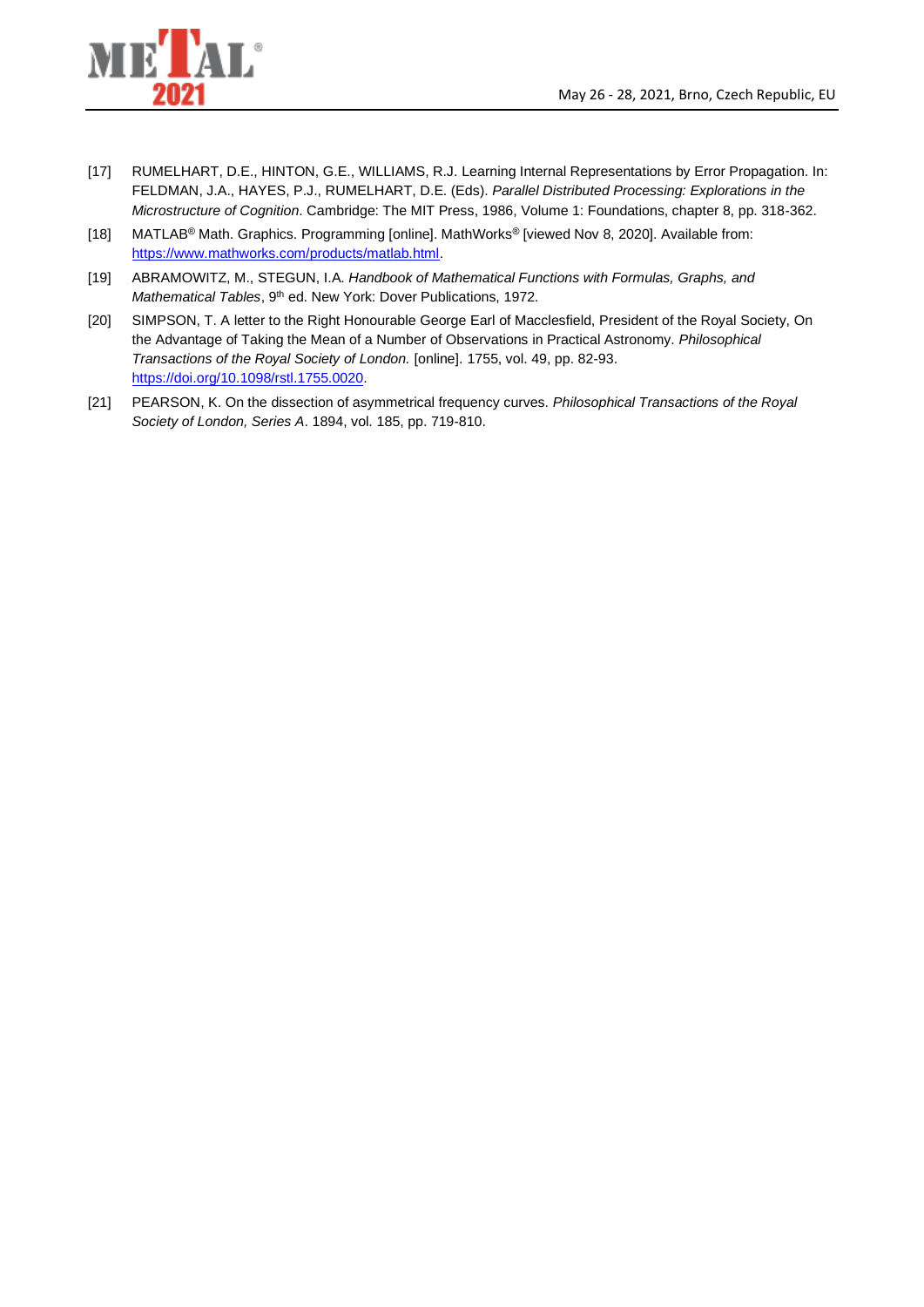[17] RUMELHART, D.E., HINTON, G.E., WILLIAMS, R.J. Learning Internal Representations by Error Propagation. In: FELDMAN, J.A., HAYES, P.J., RUMELHART, D.E. (Eds). *Parallel Distributed Processing: Explorations in the Microstructure of Cognition*. Cambridge: The MIT Press, 1986, Volume 1: Foundations, chapter 8, pp. 318-362.

[18] MATLAB® Math. Graphics. Programming [online]. MathWorks® [viewed Nov 8, 2020]. Available from: https://www.mathworks.com/products/matlab.html.

[19] ABRAMOWITZ, M., STEGUN, I.A. *Handbook of Mathematical Functions with Formulas, Graphs, and Mathematical Tables*, 9th ed. New York: Dover Publications, 1972.

[20] SIMPSON, T. A letter to the Right Honourable George Earl of Macclesfield, President of the Royal Society, On the Advantage of Taking the Mean of a Number of Observations in Practical Astronomy. *Philosophical Transactions of the Royal Society of London.* [online]. 1755, vol. 49, pp. 82-93. https://doi.org/10.1098/rstl.1755.0020.

[21] PEARSON, K. On the dissection of asymmetrical frequency curves. *Philosophical Transactions of the Royal Society of London, Series A*. 1894, vol. 185, pp. 719-810.